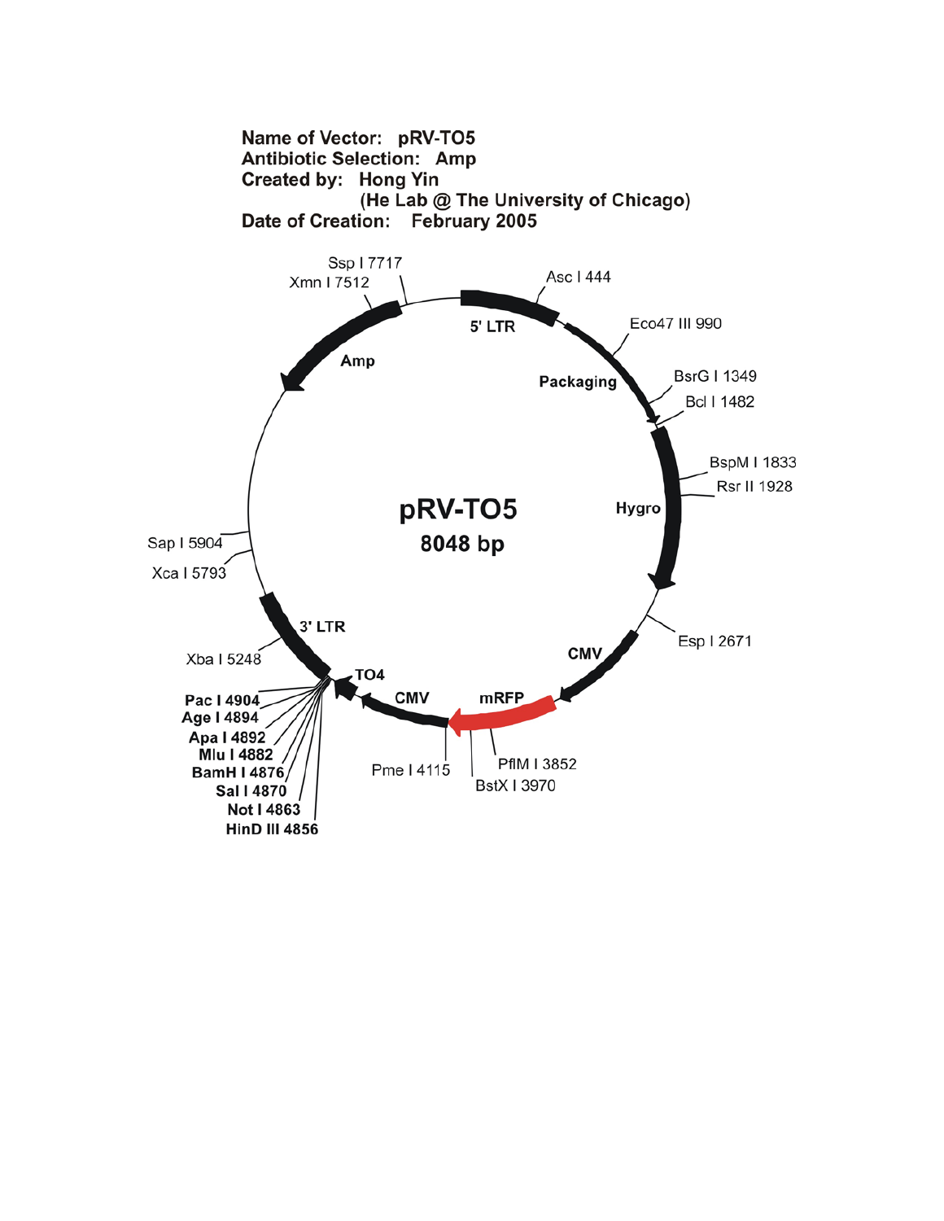**Name of Vector:** pRV-TO5
**Antibiotic Selection:** Amp
**Created by:** Hong Yin
(He Lab @ The University of Chicago)
**Date of Creation:** February 2005

pRV-TO5
8048 bp

5' LTR
Asc I 444
Eco47 III 990
Packaging
BsrG I 1349
Bcl I 1482
BspM I 1833
Rsr II 1928
Hygro
Esp I 2671
CMV
mRFP
PflM I 3852
BstX I 3970
Pme I 4115
CMV
TO4
HinD III 4856
Not I 4863
Sal I 4870
BamH I 4876
Mlu I 4882
Apa I 4892
Age I 4894
Pac I 4904
Xba I 5248
3' LTR
Xca I 5793
Sap I 5904
Amp
Xmn I 7512
Ssp I 7717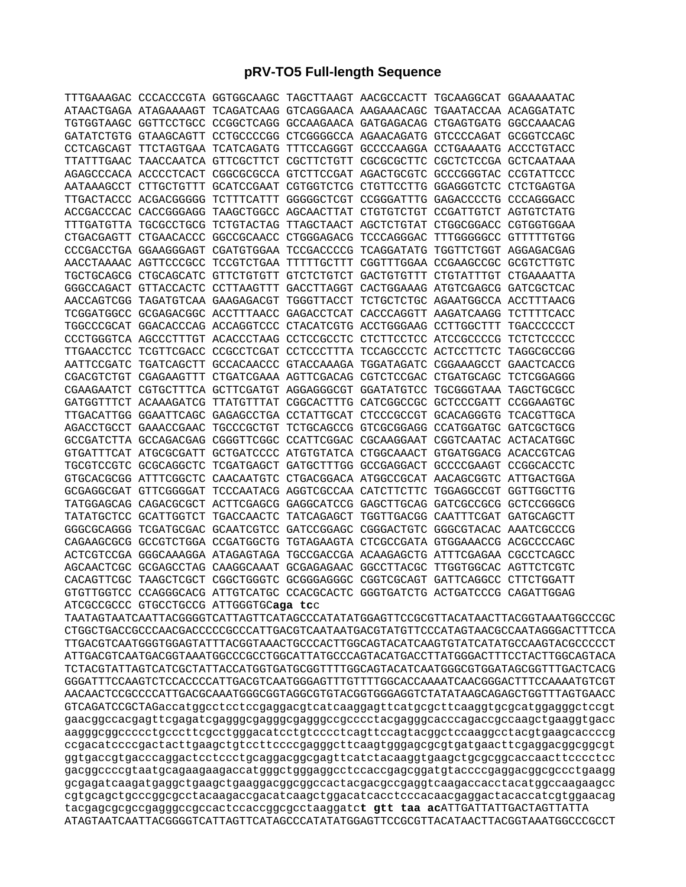## pRV-TO5 Full-length Sequence

```
TTTGAAAGAC CCCACCCGTA GGTGGCAAGC TAGCTTAAGT AACGCCACTT TGCAAGGCAT GGAAAAATAC
ATAACTGAGA ATAGAAAAGT TCAGATCAAG GTCAGGAACA AAGAAACAGC TGAATACCAA ACAGGATATC
TGTGGTAAGC GGTTCCTGCC CCGGCTCAGG GCCAAGAACA GATGAGACAG CTGAGTGATG GGCCAAACAG
GATATCTGTG GTAAGCAGTT CCTGCCCCGG CTCGGGGCCA AGAACAGATG GTCCCCAGAT GCGGTCCAGC
CCTCAGCAGT TTCTAGTGAA TCATCAGATG TTTCCAGGGT GCCCCAAGGA CCTGAAAATG ACCCTGTACC
TTATTTGAAC TAACCAATCA GTTCGCTTCT CGCTTCTGTT CGCGCGCTTC CGCTCTCCGA GCTCAATAAA
AGAGCCCACA ACCCCTCACT CGGCGCGCCA GTCTTCCGAT AGACTGCGTC GCCCGGGTAC CCGTATTCCC
AATAAAGCCT CTTGCTGTTT GCATCCGAAT CGTGGTCTCG CTGTTCCTTG GGAGGGTCTC CTCTGAGTGA
TTGACTACCC ACGACGGGGG TCTTTCATTT GGGGGCTCGT CCGGGATTTG GAGACCCCTG CCCAGGGACC
ACCGACCCAC CACCGGGAGG TAAGCTGGCC AGCAACTTAT CTGTGTCTGT CCGATTGTCT AGTGTCTATG
TTTGATGTTA TGCGCCTGCG TCTGTACTAG TTAGCTAACT AGCTCTGTAT CTGGCGGACC CGTGGTGGAA
CTGACGAGTT CTGAACACCC GGCCGCAACC CTGGGAGACG TCCCAGGGAC TTTGGGGGCC GTTTTTGTGG
CCCGACCTGA GGAAGGGAGT CGATGTGGAA TCCGACCCCG TCAGGATATG TGGTTCTGGT AGGAGACGAG
AACCTAAAAC AGTTCCCGCC TCCGTCTGAA TTTTTGCTTT CGGTTTGGAA CCGAAGCCGC GCGTCTTGTC
TGCTGCAGCG CTGCAGCATC GTTCTGTGTT GTCTCTGTCT GACTGTGTTT CTGTATTTGT CTGAAAATTA
GGGCCAGACT GTTACCACTC CCTTAAGTTT GACCTTAGGT CACTGGAAAG ATGTCGAGCG GATCGCTCAC
AACCAGTCGG TAGATGTCAA GAAGAGACGT TGGGTTACCT TCTGCTCTGC AGAATGGCCA ACCTTTAACG
TCGGATGGCC GCGAGACGGC ACCTTTAACC GAGACCTCAT CACCCAGGTT AAGATCAAGG TCTTTTCACC
TGGCCCGCAT GGACACCCAG ACCAGGTCCC CTACATCGTG ACCTGGGAAG CCTTGGCTTT TGACCCCCCT
CCCTGGGTCA AGCCCTTTGT ACACCCTAAG CCTCCGCCTC CTCTTCCTCC ATCCGCCCCG TCTCTCCCCC
TTGAACCTCC TCGTTCGACC CCGCCTCGAT CCTCCCTTTA TCCAGCCCTC ACTCCTTCTC TAGGCGCCGG
AATTCCGATC TGATCAGCTT GCCACAACCC GTACCAAAGA TGGATAGATC CGGAAAGCCT GAACTCACCG
CGACGTCTGT CGAGAAGTTT CTGATCGAAA AGTTCGACAG CGTCTCCGAC CTGATGCAGC TCTCGGAGGG
CGAAGAATCT CGTGCTTTCA GCTTCGATGT AGGAGGGCGT GGATATGTCC TGCGGGTAAA TAGCTGCGCC
GATGGTTTCT ACAAAGATCG TTATGTTTAT CGGCACTTTG CATCGGCCGC GCTCCCGATT CCGGAAGTGC
TTGACATTGG GGAATTCAGC GAGAGCCTGA CCTATTGCAT CTCCCGCCGT GCACAGGGTG TCACGTTGCA
AGACCTGCCT GAAACCGAAC TGCCCGCTGT TCTGCAGCCG GTCGCGGAGG CCATGGATGC GATCGCTGCG
GCCGATCTTA GCCAGACGAG CGGGTTCGGC CCATTCGGAC CGCAAGGAAT CGGTCAATAC ACTACATGGC
GTGATTTCAT ATGCGCGATT GCTGATCCCC ATGTGTATCA CTGGCAAACT GTGATGGACG ACACCGTCAG
TGCGTCCGTC GCGCAGGCTC TCGATGAGCT GATGCTTTGG GCCGAGGACT GCCCCGAAGT CCGGCACCTC
GTGCACGCGG ATTTCGGCTC CAACAATGTC CTGACGGACA ATGGCCGCAT AACAGCGGTC ATTGACTGGA
GCGAGGCGAT GTTCGGGGAT TCCCAATACG AGGTCGCCAA CATCTTCTTC TGGAGGCCGT GGTTGGCTTG
TATGGAGCAG CAGACGCGCT ACTTCGAGCG GAGGCATCCG GAGCTTGCAG GATCGCCGCG GCTCCGGGCG
TATATGCTCC GCATTGGTCT TGACCAACTC TATCAGAGCT TGGTTGACGG CAATTTCGAT GATGCAGCTT
GGGCGCAGGG TCGATGCGAC GCAATCGTCC GATCCGGAGC CGGGACTGTC GGGCGTACAC AAATCGCCCG
CAGAAGCGCG GCCGTCTGGA CCGATGGCTG TGTAGAAGTA CTCGCCGATA GTGGAAACCG ACGCCCCAGC
ACTCGTCCGA GGGCAAAGGA ATAGAGTAGA TGCCGACCGA ACAAGAGCTG ATTTCGAGAA CGCCTCAGCC
AGCAACTCGC GCGAGCCTAG CAAGGCAAAT GCGAGAGAAC GGCCTTACGC TTGGTGGCAC AGTTCTCGTC
CACAGTTCGC TAAGCTCGCT CGGCTGGGTC GCGGGAGGGC CGGTCGCAGT GATTCAGGCC CTTCTGGATT
GTGTTGGTCC CCAGGGCACG ATTGTCATGC CCACGCACTC GGGTGATCTG ACTGATCCCG CAGATTGGAG
ATCGCCGCCC GTGCCTGCCG ATTGGGTGCaga tcc
TAATAGTAATCAATTACGGGGTCATTAGTTCATAGCCCATATATGGAGTTCCGCGTTACATAACTTACGGTAAATGGCCCGC
CTGGCTGACCGCCCAACGACCCCCGCCCATTGACGTCAATAATGACGTATGTTCCCATAGTAACGCCAATAGGGACTTTCCA
TTGACGTCAATGGGTGGAGTATTTACGGTAAACTGCCCACTTGGCAGTACATCAAGTGTATCATATGCCAAGTACGCCCCCT
ATTGACGTCAATGACGGTAAATGGCCCGCCTGGCATTATGCCCAGTACATGACCTTATGGGACTTTCCTACTTGGCAGTACA
TCTACGTATTAGTCATCGCTATTACCATGGTGATGCGGTTTTGGCAGTACATCAATGGGCGTGGATAGCGGTTTGACTCACG
GGGATTTCCAAGTCTCCACCCCATTGACGTCAATGGGAGTTTGTTTTGGCACCAAAATCAACGGGACTTTCCAAAATGTCGT
AACAACTCCGCCCCATTGACGCAAATGGGCGGTAGGCGTGTACGGTGGGAGGTCTATATAAGCAGAGCTGGTTTAGTGAACC
GTCAGATCCGCTAGaccatggcctcctccgaggacgtcatcaaggagttcatgcgcttcaaggtgcgcatggagggctccgt
gaacggccacgagttcgagatcgagggcgagggcgagggccgcccctacgagggcacccagaccgccaagctgaaggtgacc
aagggcggccccctgcccttcgcctgggacatcctgtcccctcagttccagtacggctccaaggcctacgtgaagcaccccg
ccgacatccccgactacttgaagctgtccttccccgagggcttcaagtgggagcgcgtgatgaacttcgaggacggcggcgt
ggtgaccgtgacccaggactcctccctgcaggacggcgagttcatctacaaggtgaagctgcgcggcaccaacttcccctcc
gacggccccgtaatgcagaagaagaccatgggctgggaggcctccaccgagcggatgtaccccgaggacggcgccctgaagg
gcgagatcaagatgaggctgaagctgaaggacggcggccactacgacgccgaggtcaagaccacctacatggccaagaagcc
cgtgcagctgcccggcgcctacaagaccgacatcaagctggacatcacctcccacaacgaggactacaccatcgtggaacag
tacgagcgcgccgagggccgccactccaccggcgcctaaggatct gtt taa acATTGATTATTGACTAGTTATTA
ATAGTAATCAATTACGGGGTCATTAGTTCATAGCCCATATATGGAGTTCCGCGTTACATAACTTACGGTAAATGGCCCGCCT
```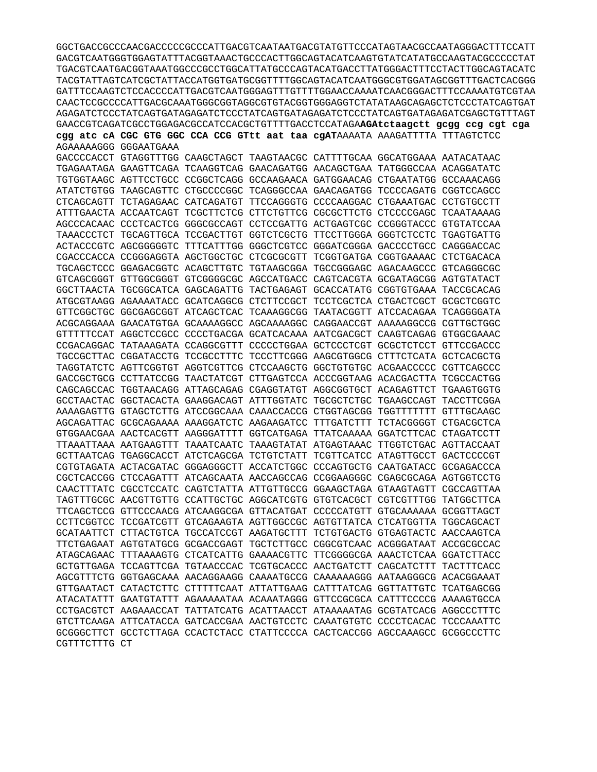GGCTGACCGCCCAACGACCCCCGCCCATTGACGTCAATAATGACGTATGTTCCCATAGTAACGCCAATAGGGACTTTCCATT
GACGTCAATGGGTGGAGTATTTACGGTAAACTGCCCACTTGGCAGTACATCAAGTGTATCATATGCCAAGTACGCCCCCTAT
TGACGTCAATGACGGTAAATGGCCCGCCTGGCATTATGCCCAGTACATGACCTTATGGGACTTTCCTACTTGGCAGTACATC
TACGTATTAGTCATCGCTATTACCATGGTGATGCGGTTTTGGCAGTACATCAATGGGCGTGGATAGCGGTTTGACTCACGGG
GATTTCCAAGTCTCCACCCCATTGACGTCAATGGGAGTTTGTTTTGGAACCAAAATCAACGGGACTTTCCAAAATGTCGTAA
CAACTCCGCCCCATTGACGCAAATGGGCGGTAGGCGTGTACGGTGGGAGGTCTATATAAGCAGAGCTCTCCCTATCAGTGAT
AGAGATCTCCCTATCAGTGATAGAGATCTCCCTATCAGTGATAGAGATCTCCCTATCAGTGATAGAGATCGAGCTGTTTAGT
GAACCGTCAGATCGCCTGGAGACGCCATCCACGCTGTTTTGACCTCCATAGA**AGAtctaagctt gcgg ccg cgt cga cgg atc cA CGC GTG GGC CCA CCG GTtt aat taa cgAT**AAAATA AAAGATTTTA TTTAGTCTCC AGAAAAAGGG GGGAATGAAA
GACCCCACCT GTAGGTTTGG CAAGCTAGCT TAAGTAACGC CATTTTGCAA GGCATGGAAA AATACATAAC
TGAGAATAGA GAAGTTCAGA TCAAGGTCAG GAACAGATGG AACAGCTGAA TATGGGCCAA ACAGGATATC
TGTGGTAAGC AGTTCCTGCC CCGGCTCAGG GCCAAGAACA GATGGAACAG CTGAATATGG GCCAAACAGG
ATATCTGTGG TAAGCAGTTC CTGCCCCGGC TCAGGGCCAA GAACAGATGG TCCCCAGATG CGGTCCAGCC
CTCAGCAGTT TCTAGAGAAC CATCAGATGT TTCCAGGGTG CCCCAAGGAC CTGAAATGAC CCTGTGCCTT
ATTTGAACTA ACCAATCAGT TCGCTTCTCG CTTCTGTTCG CGCGCTTCTG CTCCCCGAGC TCAATAAAAG
AGCCCACAAC CCCTCACTCG GGGCGCCAGT CCTCCGATTG ACTGAGTCGC CCGGGTACCC GTGTATCCAA
TAAACCCTCT TGCAGTTGCA TCCGACTTGT GGTCTCGCTG TTCCTTGGGA GGGTCTCCTC TGAGTGATTG
ACTACCCGTC AGCGGGGGTC TTTCATTTGG GGGCTCGTCC GGGATCGGGA GACCCCTGCC CAGGGACCAC
CGACCCACCA CCGGGAGGTA AGCTGGCTGC CTCGCGCGTT TCGGTGATGA CGGTGAAAAC CTCTGACACA
TGCAGCTCCC GGAGACGGTC ACAGCTTGTC TGTAAGCGGA TGCCGGGAGC AGACAAGCCC GTCAGGGCGC
GTCAGCGGGT GTTGGCGGGT GTCGGGGCGC AGCCATGACC CAGTCACGTA GCGATAGCGG AGTGTATACT
GGCTTAACTA TGCGGCATCA GAGCAGATTG TACTGAGAGT GCACCATATG CGGTGTGAAA TACCGCACAG
ATGCGTAAGG AGAAAATACC GCATCAGGCG CTCTTCCGCT TCCTCGCTCA CTGACTCGCT GCGCTCGGTC
GTTCGGCTGC GGCGAGCGGT ATCAGCTCAC TCAAAGGCGG TAATACGGTT ATCCACAGAA TCAGGGGATA
ACGCAGGAAA GAACATGTGA GCAAAAGGCC AGCAAAAGGC CAGGAACCGT AAAAAGGCCG CGTTGCTGGC
GTTTTTCCAT AGGCTCCGCC CCCCTGACGA GCATCACAAA AATCGACGCT CAAGTCAGAG GTGGCGAAAC
CCGACAGGAC TATAAAGATA CCAGGCGTTT CCCCCTGGAA GCTCCCTCGT GCGCTCTCCT GTTCCGACCC
TGCCGCTTAC CGGATACCTG TCCGCCTTTC TCCCTTCGGG AAGCGTGGCG CTTTCTCATA GCTCACGCTG
TAGGTATCTC AGTTCGGTGT AGGTCGTTCG CTCCAAGCTG GGCTGTGTGC ACGAACCCCC CGTTCAGCCC
GACCGCTGCG CCTTATCCGG TAACTATCGT CTTGAGTCCA ACCCGGTAAG ACACGACTTA TCGCCACTGG
CAGCAGCCAC TGGTAACAGG ATTAGCAGAG CGAGGTATGT AGGCGGTGCT ACAGAGTTCT TGAAGTGGTG
GCCTAACTAC GGCTACACTA GAAGGACAGT ATTTGGTATC TGCGCTCTGC TGAAGCCAGT TACCTTCGGA
AAAAGAGTTG GTAGCTCTTG ATCCGGCAAA CAAACCACCG CTGGTAGCGG TGGTTTTTTT GTTTGCAAGC
AGCAGATTAC GCGCAGAAAA AAAGGATCTC AAGAAGATCC TTTGATCTTT TCTACGGGGT CTGACGCTCA
GTGGAACGAA AACTCACGTT AAGGGATTTT GGTCATGAGA TTATCAAAAA GGATCTTCAC CTAGATCCTT
TTAAATTAAA AATGAAGTTT TAAATCAATC TAAAGTATAT ATGAGTAAAC TTGGTCTGAC AGTTACCAAT
GCTTAATCAG TGAGGCACCT ATCTCAGCGA TCTGTCTATT TCGTTCATCC ATAGTTGCCT GACTCCCCGT
CGTGTAGATA ACTACGATAC GGGAGGGCTT ACCATCTGGC CCCAGTGCTG CAATGATACC GCGAGACCCA
CGCTCACCGG CTCCAGATTT ATCAGCAATA AACCAGCCAG CCGGAAGGGC CGAGCGCAGA AGTGGTCCTG
CAACTTTATC CGCCTCCATC CAGTCTATTA ATTGTTGCCG GGAAGCTAGA GTAAGTAGTT CGCCAGTTAA
TAGTTTGCGC AACGTTGTTG CCATTGCTGC AGGCATCGTG GTGTCACGCT CGTCGTTTGG TATGGCTTCA
TTCAGCTCCG GTTCCCAACG ATCAAGGCGA GTTACATGAT CCCCCATGTT GTGCAAAAAA GCGGTTAGCT
CCTTCGGTCC TCCGATCGTT GTCAGAAGTA AGTTGGCCGC AGTGTTATCA CTCATGGTTA TGGCAGCACT
GCATAATTCT CTTACTGTCA TGCCATCCGT AAGATGCTTT TCTGTGACTG GTGAGTACTC AACCAAGTCA
TTCTGAGAAT AGTGTATGCG GCGACCGAGT TGCTCTTGCC CGGCGTCAAC ACGGGATAAT ACCGCGCCAC
ATAGCAGAAC TTTAAAAGTG CTCATCATTG GAAAACGTTC TTCGGGGCGA AAACTCTCAA GGATCTTACC
GCTGTTGAGA TCCAGTTCGA TGTAACCCAC TCGTGCACCC AACTGATCTT CAGCATCTTT TACTTTCACC
AGCGTTTCTG GGTGAGCAAA AACAGGAAGG CAAAATGCCG CAAAAAAGGG AATAAGGGCG ACACGGAAAT
GTTGAATACT CATACTCTTC CTTTTTCAAT ATTATTGAAG CATTTATCAG GGTTATTGTC TCATGAGCGG
ATACATATTT GAATGTATTT AGAAAAATAA ACAAATAGGG GTTCCGCGCA CATTTCCCCG AAAAGTGCCA
CCTGACGTCT AAGAAACCAT TATTATCATG ACATTAACCT ATAAAAATAG GCGTATCACG AGGCCCTTTC
GTCTTCAAGA ATTCATACCA GATCACCGAA AACTGTCCTC CAAATGTGTC CCCCTCACAC TCCCAAATTC
GCGGGCTTCT GCCTCTTAGA CCACTCTACC CTATTCCCCA CACTCACCGG AGCCAAAGCC GCGGCCCTTC
CGTTTCTTTG CT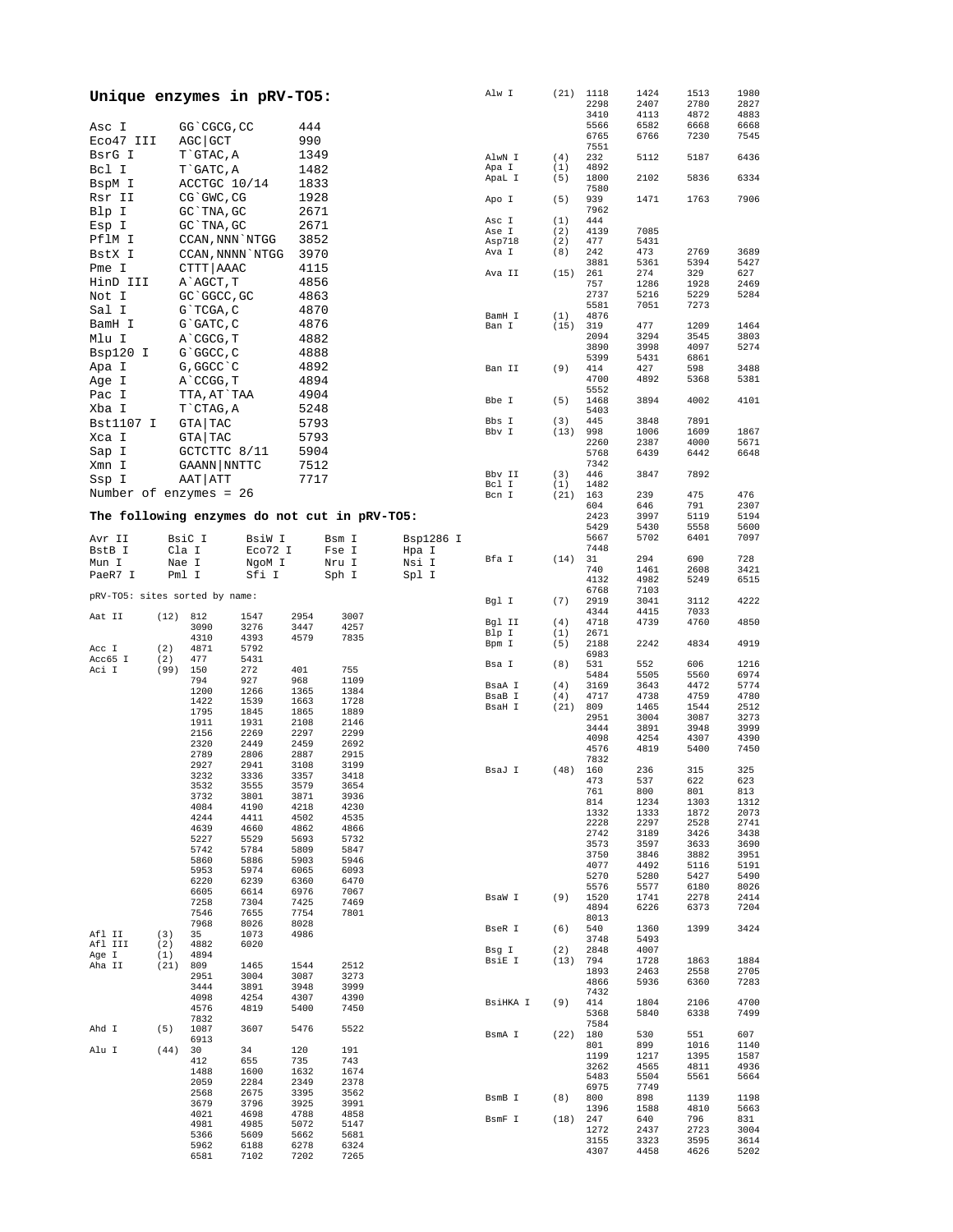## Unique enzymes in pRV-TO5:

| Enzyme | Site | Position |
|---|---|---|
| Asc I | GG`CGCG,CC | 444 |
| Eco47 III | AGC\|GCT | 990 |
| BsrG I | T`GTAC,A | 1349 |
| Bcl I | T`GATC,A | 1482 |
| BspM I | ACCTGC 10/14 | 1833 |
| Rsr II | CG`GWC,CG | 1928 |
| Blp I | GC`TNA,GC | 2671 |
| Esp I | GC`TNA,GC | 2671 |
| PflM I | CCAN,NNN`NTGG | 3852 |
| BstX I | CCAN,NNNN`NTGG | 3970 |
| Pme I | CTTT\|AAAC | 4115 |
| HinD III | A`AGCT,T | 4856 |
| Not I | GC`GGCC,GC | 4863 |
| Sal I | G`TCGA,C | 4870 |
| BamH I | G`GATC,C | 4876 |
| Mlu I | A`CGCG,T | 4882 |
| Bsp120 I | G`GGCC,C | 4888 |
| Apa I | G,GGCC`C | 4892 |
| Age I | A`CCGG,T | 4894 |
| Pac I | TTA,AT`TAA | 4904 |
| Xba I | T`CTAG,A | 5248 |
| Bst1107 I | GTA\|TAC | 5793 |
| Xca I | GTA\|TAC | 5793 |
| Sap I | GCTCTTC 8/11 | 5904 |
| Xmn I | GAANN\|NNTTC | 7512 |
| Ssp I | AAT\|ATT | 7717 |

Number of enzymes = 26

## The following enzymes do not cut in pRV-TO5:

| | | | | |
|---|---|---|---|---|
| Avr II | BsiC I | BsiW I | Bsm I | Bsp1286 I |
| BstB I | Cla I | Eco72 I | Fse I | Hpa I |
| Mun I | Nae I | NgoM I | Nru I | Nsi I |
| PaeR7 I | Pml I | Sfi I | Sph I | Spl I |

pRV-TO5: sites sorted by name:

```
Aat II    (12)  812    1547   2954   3007
                3090   3276   3447   4257
                4310   4393   4579   7835
Acc I     (2)   4871   5792
Acc65 I   (2)   477    5431
Aci I     (99)  150    272    401    755
                794    927    968    1109
                1200   1266   1365   1384
                1422   1539   1663   1728
                1795   1845   1865   1889
                1911   1931   2108   2146
                2156   2269   2297   2299
                2320   2449   2459   2692
                2789   2806   2887   2915
                2927   2941   3108   3199
                3232   3336   3357   3418
                3532   3555   3579   3654
                3732   3801   3871   3936
                4084   4190   4218   4230
                4244   4411   4502   4535
                4639   4660   4862   4866
                5227   5529   5693   5732
                5742   5784   5809   5847
                5860   5886   5903   5946
                5953   5974   6065   6093
                6220   6239   6360   6470
                6605   6614   6976   7067
                7258   7304   7425   7469
                7546   7655   7754   7801
                7968   8026   8028
Afl II    (3)   35     1073   4986
Afl III   (2)   4882   6020
Age I     (1)   4894
Aha II    (21)  809    1465   1544   2512
                2951   3004   3087   3273
                3444   3891   3948   3999
                4098   4254   4307   4390
                4576   4819   5400   7450
                7832
Ahd I     (5)   1087   3607   5476   5522
                6913
Alu I     (44)  30     34     120    191
                412    655    735    743
                1488   1600   1632   1674
                2059   2284   2349   2378
                2568   2675   3395   3562
                3679   3796   3925   3991
                4021   4698   4788   4858
                4981   4985   5072   5147
                5366   5609   5662   5681
                5962   6188   6278   6324
                6581   7102   7202   7265
Alw I     (21)  1118   1424   1513   1980
                2298   2407   2780   2827
                3410   4113   4872   4883
                5566   6582   6668   6668
                6765   6766   7230   7545
                7551
AlwN I    (4)   232    5112   5187   6436
Apa I     (1)   4892
ApaL I    (5)   1800   2102   5836   6334
                7580
Apo I     (5)   939    1471   1763   7906
                7962
Asc I     (1)   444
Ase I     (2)   4139   7085
Asp718    (2)   477    5431
Ava I     (8)   242    473    2769   3689
                3881   5361   5394   5427
Ava II    (15)  261    274    329    627
                757    1286   1928   2469
                2737   5216   5229   5284
                5581   7051   7273
BamH I    (1)   4876
Ban I     (15)  319    477    1209   1464
                2094   3294   3545   3803
                3890   3998   4097   5274
                5399   5431   6861
Ban II    (9)   414    427    598    3488
                4700   4892   5368   5381
                5552
Bbe I     (5)   1468   3894   4002   4101
                5403
Bbs I     (3)   445    3848   7891
Bbv I     (13)  998    1006   1609   1867
                2260   2387   4000   5671
                5768   6439   6442   6648
                7342
Bbv II    (3)   446    3847   7892
Bcl I     (1)   1482
Bcn I     (21)  163    239    475    476
                604    646    791    2307
                2423   3997   5119   5194
                5429   5430   5558   5600
                5667   5702   6401   7097
                7448
Bfa I     (14)  31     294    690    728
                740    1461   2608   3421
                4132   4982   5249   6515
                6768   7103
Bgl I     (7)   2919   3041   3112   4222
                4344   4415   7033
Bgl II    (4)   4718   4739   4760   4850
Blp I     (1)   2671
Bpm I     (5)   2188   2242   4834   4919
                6983
Bsa I     (8)   531    552    606    1216
                5484   5505   5560   6974
BsaA I    (4)   3169   3643   4472   5774
BsaB I    (4)   4717   4738   4759   4780
BsaH I    (21)  809    1465   1544   2512
                2951   3004   3087   3273
                3444   3891   3948   3999
                4098   4254   4307   4390
                4576   4819   5400   7450
                7832
BsaJ I    (48)  160    236    315    325
                473    537    622    623
                761    800    801    813
                814    1234   1303   1312
                1332   1333   1872   2073
                2228   2297   2528   2741
                2742   3189   3426   3438
                3573   3597   3633   3690
                3750   3846   3882   3951
                4077   4492   5116   5191
                5270   5280   5427   5490
                5576   5577   6180   8026
BsaW I    (9)   1520   1741   2278   2414
                4894   6226   6373   7204
                8013
BseR I    (6)   540    1360   1399   3424
                3748   5493
Bsg I     (2)   2848   4007
BsiE I    (13)  794    1728   1863   1884
                1893   2463   2558   2705
                4866   5936   6360   7283
                7432
BsiHKA I  (9)   414    1804   2106   4700
                5368   5840   6338   7499
                7584
BsmA I    (22)  180    530    551    607
                801    899    1016   1140
                1199   1217   1395   1587
                3262   4565   4811   4936
                5483   5504   5561   5664
                6975   7749
BsmB I    (8)   800    898    1139   1198
                1396   1588   4810   5663
BsmF I    (18)  247    640    796    831
                1272   2437   2723   3004
                3155   3323   3595   3614
                4307   4458   4626   5202
```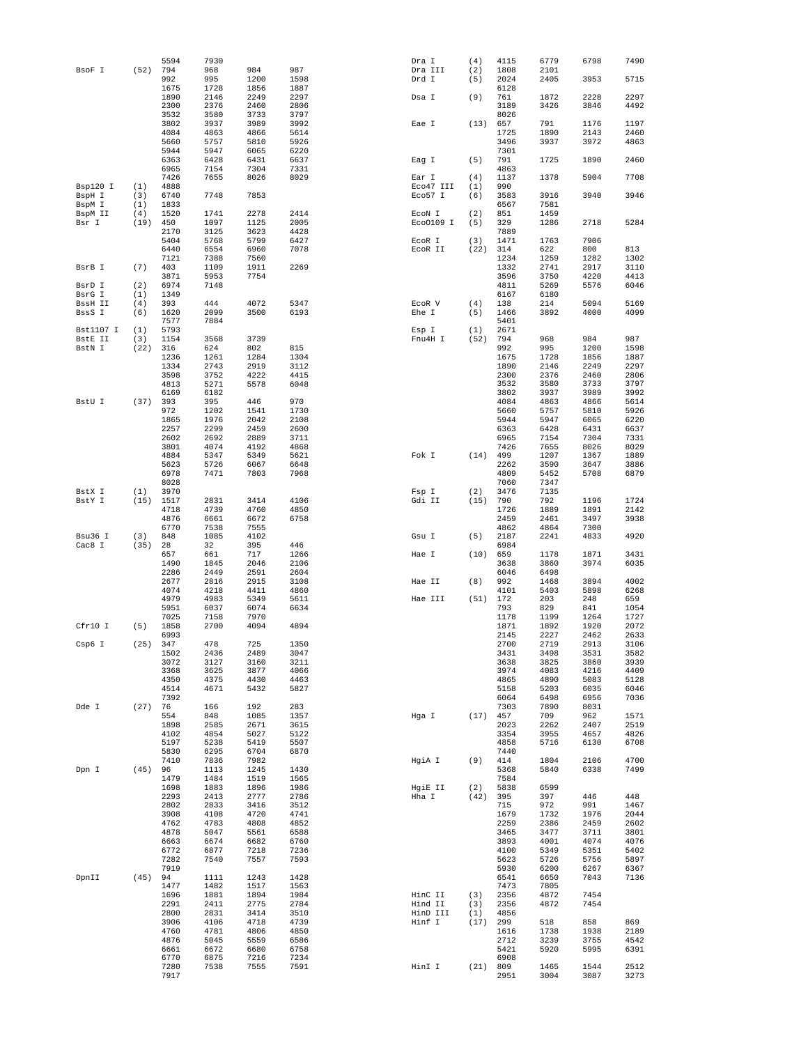| Enzyme | Count | Positions | | | |
|---|---|---|---|---|---|
| | | 5594 | 7930 | | |
| BsoF I | (52) | 794 | 968 | 984 | 987 |
| | | 992 | 995 | 1200 | 1598 |
| | | 1675 | 1728 | 1856 | 1887 |
| | | 1890 | 2146 | 2249 | 2297 |
| | | 2300 | 2376 | 2460 | 2806 |
| | | 3532 | 3580 | 3733 | 3797 |
| | | 3802 | 3937 | 3989 | 3992 |
| | | 4084 | 4863 | 4866 | 5614 |
| | | 5660 | 5757 | 5810 | 5926 |
| | | 5944 | 5947 | 6065 | 6220 |
| | | 6363 | 6428 | 6431 | 6637 |
| | | 6965 | 7154 | 7304 | 7331 |
| | | 7426 | 7655 | 8026 | 8029 |
| Bsp120 I | (1) | 4888 | | | |
| BspH I | (3) | 6740 | 7748 | 7853 | |
| BspM I | (1) | 1833 | | | |
| BspM II | (4) | 1520 | 1741 | 2278 | 2414 |
| Bsr I | (19) | 450 | 1097 | 1125 | 2005 |
| | | 2170 | 3125 | 3623 | 4428 |
| | | 5404 | 5768 | 5799 | 6427 |
| | | 6440 | 6554 | 6960 | 7078 |
| | | 7121 | 7388 | 7560 | |
| BsrB I | (7) | 403 | 1109 | 1911 | 2269 |
| | | 3871 | 5953 | 7754 | |
| BsrD I | (2) | 6974 | 7148 | | |
| BsrG I | (1) | 1349 | | | |
| BssH II | (4) | 393 | 444 | 4072 | 5347 |
| BssS I | (6) | 1620 | 2099 | 3500 | 6193 |
| | | 7577 | 7884 | | |
| Bst1107 I | (1) | 5793 | | | |
| BstE II | (3) | 1154 | 3568 | 3739 | |
| BstN I | (22) | 316 | 624 | 802 | 815 |
| | | 1236 | 1261 | 1284 | 1304 |
| | | 1334 | 2743 | 2919 | 3112 |
| | | 3598 | 3752 | 4222 | 4415 |
| | | 4813 | 5271 | 5578 | 6048 |
| | | 6169 | 6182 | | |
| BstU I | (37) | 393 | 395 | 446 | 970 |
| | | 972 | 1202 | 1541 | 1730 |
| | | 1865 | 1976 | 2042 | 2108 |
| | | 2257 | 2299 | 2459 | 2600 |
| | | 2602 | 2692 | 2889 | 3711 |
| | | 3801 | 4074 | 4192 | 4868 |
| | | 4884 | 5347 | 5349 | 5621 |
| | | 5623 | 5726 | 6067 | 6648 |
| | | 6978 | 7471 | 7803 | 7968 |
| | | 8028 | | | |
| BstX I | (1) | 3970 | | | |
| BstY I | (15) | 1517 | 2831 | 3414 | 4106 |
| | | 4718 | 4739 | 4760 | 4850 |
| | | 4876 | 6661 | 6672 | 6758 |
| | | 6770 | 7538 | 7555 | |
| Bsu36 I | (3) | 848 | 1085 | 4102 | |
| Cac8 I | (35) | 28 | 32 | 395 | 446 |
| | | 657 | 661 | 717 | 1266 |
| | | 1490 | 1845 | 2046 | 2106 |
| | | 2286 | 2449 | 2591 | 2604 |
| | | 2677 | 2816 | 2915 | 3108 |
| | | 4074 | 4218 | 4411 | 4860 |
| | | 4979 | 4983 | 5349 | 5611 |
| | | 5951 | 6037 | 6074 | 6634 |
| | | 7025 | 7158 | 7970 | |
| Cfr10 I | (5) | 1858 | 2700 | 4094 | 4894 |
| | | 6993 | | | |
| Csp6 I | (25) | 347 | 478 | 725 | 1350 |
| | | 1502 | 2436 | 2489 | 3047 |
| | | 3072 | 3127 | 3160 | 3211 |
| | | 3368 | 3625 | 3877 | 4066 |
| | | 4350 | 4375 | 4430 | 4463 |
| | | 4514 | 4671 | 5432 | 5827 |
| | | 7392 | | | |
| Dde I | (27) | 76 | 166 | 192 | 283 |
| | | 554 | 848 | 1085 | 1357 |
| | | 1898 | 2585 | 2671 | 3615 |
| | | 4102 | 4854 | 5027 | 5122 |
| | | 5197 | 5238 | 5419 | 5507 |
| | | 5830 | 6295 | 6704 | 6870 |
| | | 7410 | 7836 | 7982 | |
| Dpn I | (45) | 96 | 1113 | 1245 | 1430 |
| | | 1479 | 1484 | 1519 | 1565 |
| | | 1698 | 1883 | 1896 | 1986 |
| | | 2293 | 2413 | 2777 | 2786 |
| | | 2802 | 2833 | 3416 | 3512 |
| | | 3908 | 4108 | 4720 | 4741 |
| | | 4762 | 4783 | 4808 | 4852 |
| | | 4878 | 5047 | 5561 | 6588 |
| | | 6663 | 6674 | 6682 | 6760 |
| | | 6772 | 6877 | 7218 | 7236 |
| | | 7282 | 7540 | 7557 | 7593 |
| | | 7919 | | | |
| DpnII | (45) | 94 | 1111 | 1243 | 1428 |
| | | 1477 | 1482 | 1517 | 1563 |
| | | 1696 | 1881 | 1894 | 1984 |
| | | 2291 | 2411 | 2775 | 2784 |
| | | 2800 | 2831 | 3414 | 3510 |
| | | 3906 | 4106 | 4718 | 4739 |
| | | 4760 | 4781 | 4806 | 4850 |
| | | 4876 | 5045 | 5559 | 6586 |
| | | 6661 | 6672 | 6680 | 6758 |
| | | 6770 | 6875 | 7216 | 7234 |
| | | 7280 | 7538 | 7555 | 7591 |
| | | 7917 | | | |
| Dra I | (4) | 4115 | 6779 | 6798 | 7490 |
| Dra III | (2) | 1808 | 2101 | | |
| Drd I | (5) | 2024 | 2405 | 3953 | 5715 |
| | | 6128 | | | |
| Dsa I | (9) | 761 | 1872 | 2228 | 2297 |
| | | 3189 | 3426 | 3846 | 4492 |
| | | 8026 | | | |
| Eae I | (13) | 657 | 791 | 1176 | 1197 |
| | | 1725 | 1890 | 2143 | 2460 |
| | | 3496 | 3937 | 3972 | 4863 |
| | | 7301 | | | |
| Eag I | (5) | 791 | 1725 | 1890 | 2460 |
| | | 4863 | | | |
| Ear I | (4) | 1137 | 1378 | 5904 | 7708 |
| Eco47 III | (1) | 990 | | | |
| Eco57 I | (6) | 3583 | 3916 | 3940 | 3946 |
| | | 6567 | 7581 | | |
| EcoN I | (2) | 851 | 1459 | | |
| EcoO109 I | (5) | 329 | 1286 | 2718 | 5284 |
| | | 7889 | | | |
| EcoR I | (3) | 1471 | 1763 | 7906 | |
| EcoR II | (22) | 314 | 622 | 800 | 813 |
| | | 1234 | 1259 | 1282 | 1302 |
| | | 1332 | 2741 | 2917 | 3110 |
| | | 3596 | 3750 | 4220 | 4413 |
| | | 4811 | 5269 | 5576 | 6046 |
| | | 6167 | 6180 | | |
| EcoR V | (4) | 138 | 214 | 5094 | 5169 |
| Ehe I | (5) | 1466 | 3892 | 4000 | 4099 |
| | | 5401 | | | |
| Esp I | (1) | 2671 | | | |
| Fnu4H I | (52) | 794 | 968 | 984 | 987 |
| | | 992 | 995 | 1200 | 1598 |
| | | 1675 | 1728 | 1856 | 1887 |
| | | 1890 | 2146 | 2249 | 2297 |
| | | 2300 | 2376 | 2460 | 2806 |
| | | 3532 | 3580 | 3733 | 3797 |
| | | 3802 | 3937 | 3989 | 3992 |
| | | 4084 | 4863 | 4866 | 5614 |
| | | 5660 | 5757 | 5810 | 5926 |
| | | 5944 | 5947 | 6065 | 6220 |
| | | 6363 | 6428 | 6431 | 6637 |
| | | 6965 | 7154 | 7304 | 7331 |
| | | 7426 | 7655 | 8026 | 8029 |
| Fok I | (14) | 499 | 1207 | 1367 | 1889 |
| | | 2262 | 3590 | 3647 | 3886 |
| | | 4809 | 5452 | 5708 | 6879 |
| | | 7060 | 7347 | | |
| Fsp I | (2) | 3476 | 7135 | | |
| Gdi II | (15) | 790 | 792 | 1196 | 1724 |
| | | 1726 | 1889 | 1891 | 2142 |
| | | 2459 | 2461 | 3497 | 3938 |
| | | 4862 | 4864 | 7300 | |
| Gsu I | (5) | 2187 | 2241 | 4833 | 4920 |
| | | 6984 | | | |
| Hae I | (10) | 659 | 1178 | 1871 | 3431 |
| | | 3638 | 3860 | 3974 | 6035 |
| | | 6046 | 6498 | | |
| Hae II | (8) | 992 | 1468 | 3894 | 4002 |
| | | 4101 | 5403 | 5898 | 6268 |
| Hae III | (51) | 172 | 203 | 248 | 659 |
| | | 793 | 829 | 841 | 1054 |
| | | 1178 | 1199 | 1264 | 1727 |
| | | 1871 | 1892 | 1920 | 2072 |
| | | 2145 | 2227 | 2462 | 2633 |
| | | 2700 | 2719 | 2913 | 3106 |
| | | 3431 | 3498 | 3531 | 3582 |
| | | 3638 | 3825 | 3860 | 3939 |
| | | 3974 | 4083 | 4216 | 4409 |
| | | 4865 | 4890 | 5083 | 5128 |
| | | 5158 | 5203 | 6035 | 6046 |
| | | 6064 | 6498 | 6956 | 7036 |
| | | 7303 | 7890 | 8031 | |
| Hga I | (17) | 457 | 709 | 962 | 1571 |
| | | 2023 | 2262 | 2407 | 2519 |
| | | 3354 | 3955 | 4657 | 4826 |
| | | 4858 | 5716 | 6130 | 6708 |
| | | 7440 | | | |
| HgiA I | (9) | 414 | 1804 | 2106 | 4700 |
| | | 5368 | 5840 | 6338 | 7499 |
| | | 7584 | | | |
| HgiE II | (2) | 5838 | 6599 | | |
| Hha I | (42) | 395 | 397 | 446 | 448 |
| | | 715 | 972 | 991 | 1467 |
| | | 1679 | 1732 | 1976 | 2044 |
| | | 2259 | 2386 | 2459 | 2602 |
| | | 3465 | 3477 | 3711 | 3801 |
| | | 3893 | 4001 | 4074 | 4076 |
| | | 4100 | 5349 | 5351 | 5402 |
| | | 5623 | 5726 | 5756 | 5897 |
| | | 5930 | 6200 | 6267 | 6367 |
| | | 6541 | 6650 | 7043 | 7136 |
| | | 7473 | 7805 | | |
| HinC II | (3) | 2356 | 4872 | 7454 | |
| Hind II | (3) | 2356 | 4872 | 7454 | |
| HinD III | (1) | 4856 | | | |
| Hinf I | (17) | 299 | 518 | 858 | 869 |
| | | 1616 | 1738 | 1938 | 2189 |
| | | 2712 | 3239 | 3755 | 4542 |
| | | 5421 | 5920 | 5995 | 6391 |
| | | 6908 | | | |
| HinI I | (21) | 809 | 1465 | 1544 | 2512 |
| | | 2951 | 3004 | 3087 | 3273 |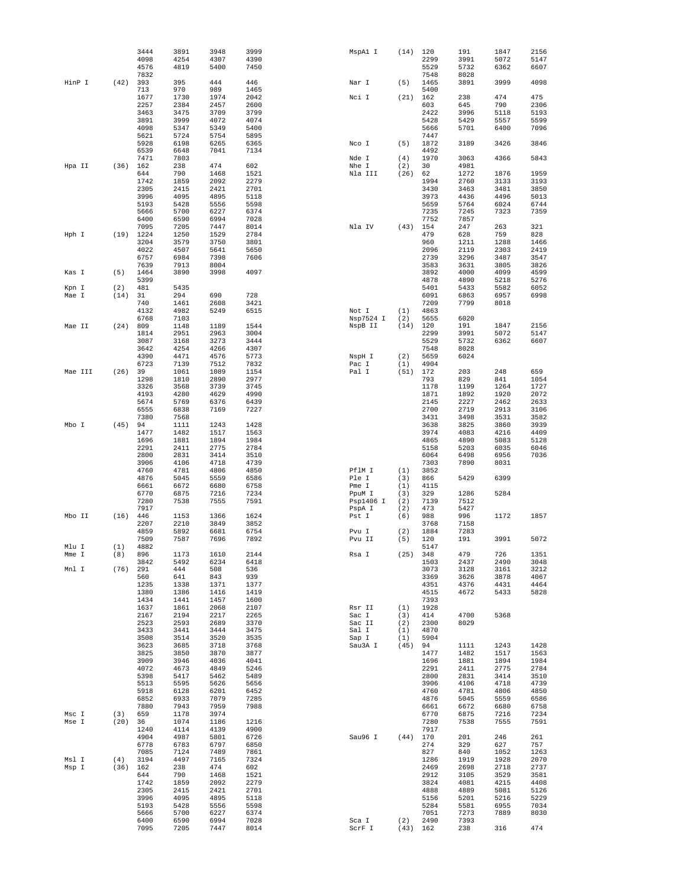```
                3444    3891    3948    3999              MspA1 I     (14)  120     191     1847    2156
                4098    4254    4307    4390                                2299    3991    5072    5147
                4576    4819    5400    7450                                5529    5732    6362    6607
                7832                                                        7548    8028
HinP I    (42)  393     395     444     446               Nar I       (5)   1465    3891    3999    4098
                713     970     989     1465                                5400
                1677    1730    1974    2042              Nci I       (21)  162     238     474     475
                2257    2384    2457    2600                                603     645     790     2306
                3463    3475    3709    3799                                2422    3996    5118    5193
                3891    3999    4072    4074                                5428    5429    5557    5599
                4098    5347    5349    5400                                5666    5701    6400    7096
                5621    5724    5754    5895                                7447
                5928    6198    6265    6365              Nco I       (5)   1872    3189    3426    3846
                6539    6648    7041    7134                                4492
                7471    7803                              Nde I       (4)   1970    3063    4366    5843
Hpa II    (36)  162     238     474     602               Nhe I       (2)   30      4981
                644     790     1468    1521              Nla III     (26)  62      1272    1876    1959
                1742    1859    2092    2279                                1994    2760    3133    3193
                2305    2415    2421    2701                                3430    3463    3481    3850
                3996    4095    4895    5118                                3973    4436    4496    5013
                5193    5428    5556    5598                                5659    5764    6024    6744
                5666    5700    6227    6374                                7235    7245    7323    7359
                6400    6590    6994    7028                                7752    7857
                7095    7205    7447    8014              Nla IV      (43)  154     247     263     321
Hph I     (19)  1224    1250    1529    2784                                479     628     759     828
                3204    3579    3750    3801                                960     1211    1288    1466
                4022    4507    5641    5650                                2096    2119    2303    2419
                6757    6984    7398    7606                                2739    3296    3487    3547
                7639    7913    8004                                        3583    3631    3805    3826
Kas I     (5)   1464    3890    3998    4097                                3892    4000    4099    4599
                5399                                                        4878    4890    5218    5276
Kpn I     (2)   481     5435                                                5401    5433    5582    6052
Mae I     (14)  31      294     690     728                                 6091    6863    6957    6998
                740     1461    2608    3421                                7209    7799    8018
                4132    4982    5249    6515              Not I       (1)   4863
                6768    7103                              Nsp7524 I   (2)   5655    6020
Mae II    (24)  809     1148    1189    1544              NspB II     (14)  120     191     1847    2156
                1814    2951    2963    3004                                2299    3991    5072    5147
                3087    3168    3273    3444                                5529    5732    6362    6607
                3642    4254    4266    4307                                7548    8028
                4390    4471    4576    5773              NspH I      (2)   5659    6024
                6723    7139    7512    7832              Pac I       (1)   4904
Mae III   (26)  39      1061    1089    1154              Pal I       (51)  172     203     248     659
                1298    1810    2890    2977                                793     829     841     1054
                3326    3568    3739    3745                                1178    1199    1264    1727
                4193    4280    4629    4990                                1871    1892    1920    2072
                5674    5769    6376    6439                                2145    2227    2462    2633
                6555    6838    7169    7227                                2700    2719    2913    3106
                7380    7568                                                3431    3498    3531    3582
Mbo I     (45)  94      1111    1243    1428                                3638    3825    3860    3939
                1477    1482    1517    1563                                3974    4083    4216    4409
                1696    1881    1894    1984                                4865    4890    5083    5128
                2291    2411    2775    2784                                5158    5203    6035    6046
                2800    2831    3414    3510                                6064    6498    6956    7036
                3906    4106    4718    4739                                7303    7890    8031
                4760    4781    4806    4850              PflM I      (1)   3852
                4876    5045    5559    6586              Ple I       (3)   866     5429    6399
                6661    6672    6680    6758              Pme I       (1)   4115
                6770    6875    7216    7234              PpuM I      (3)   329     1286    5284
                7280    7538    7555    7591              Psp1406 I   (2)   7139    7512
                7917                                      PspA I      (2)   473     5427
Mbo II    (16)  446     1153    1366    1624              Pst I       (6)   988     996     1172    1857
                2207    2210    3849    3852                                3768    7158
                4859    5892    6681    6754              Pvu I       (2)   1884    7283
                7509    7587    7696    7892              Pvu II      (5)   120     191     3991    5072
Mlu I     (1)   4882                                                        5147
Mme I     (8)   896     1173    1610    2144              Rsa I       (25)  348     479     726     1351
                3842    5492    6234    6418                                1503    2437    2490    3048
Mnl I     (76)  291     444     508     536                                 3073    3128    3161    3212
                560     641     843     939                                 3369    3626    3878    4067
                1235    1338    1371    1377                                4351    4376    4431    4464
                1380    1386    1416    1419                                4515    4672    5433    5828
                1434    1441    1457    1600                                7393
                1637    1861    2068    2107              Rsr II      (1)   1928
                2167    2194    2217    2265              Sac I       (3)   414     4700    5368
                2523    2593    2689    3370              Sac II      (2)   2300    8029
                3433    3441    3444    3475              Sal I       (1)   4870
                3508    3514    3520    3535              Sap I       (1)   5904
                3623    3685    3718    3768              Sau3A I     (45)  94      1111    1243    1428
                3825    3850    3870    3877                                1477    1482    1517    1563
                3909    3946    4036    4041                                1696    1881    1894    1984
                4072    4673    4849    5246                                2291    2411    2775    2784
                5398    5417    5462    5489                                2800    2831    3414    3510
                5513    5595    5626    5656                                3906    4106    4718    4739
                5918    6128    6201    6452                                4760    4781    4806    4850
                6852    6933    7079    7285                                4876    5045    5559    6586
                7880    7943    7959    7988                                6661    6672    6680    6758
Msc I     (3)   659     1178    3974                                        6770    6875    7216    7234
Mse I     (20)  36      1074    1186    1216                                7280    7538    7555    7591
                1240    4114    4139    4900                                7917
                4904    4987    5801    6726              Sau96 I     (44)  170     201     246     261
                6778    6783    6797    6850                                274     329     627     757
                7085    7124    7489    7861                                827     840     1052    1263
Msl I     (4)   3194    4497    7165    7324                                1286    1919    1928    2070
Msp I     (36)  162     238     474     602                                 2469    2698    2718    2737
                644     790     1468    1521                                2912    3105    3529    3581
                1742    1859    2092    2279                                3824    4081    4215    4408
                2305    2415    2421    2701                                4888    4889    5081    5126
                3996    4095    4895    5118                                5156    5201    5216    5229
                5193    5428    5556    5598                                5284    5581    6955    7034
                5666    5700    6227    6374                                7051    7273    7889    8030
                6400    6590    6994    7028              Sca I       (2)   2490    7393
                7095    7205    7447    8014              ScrF I      (43)  162     238     316     474
```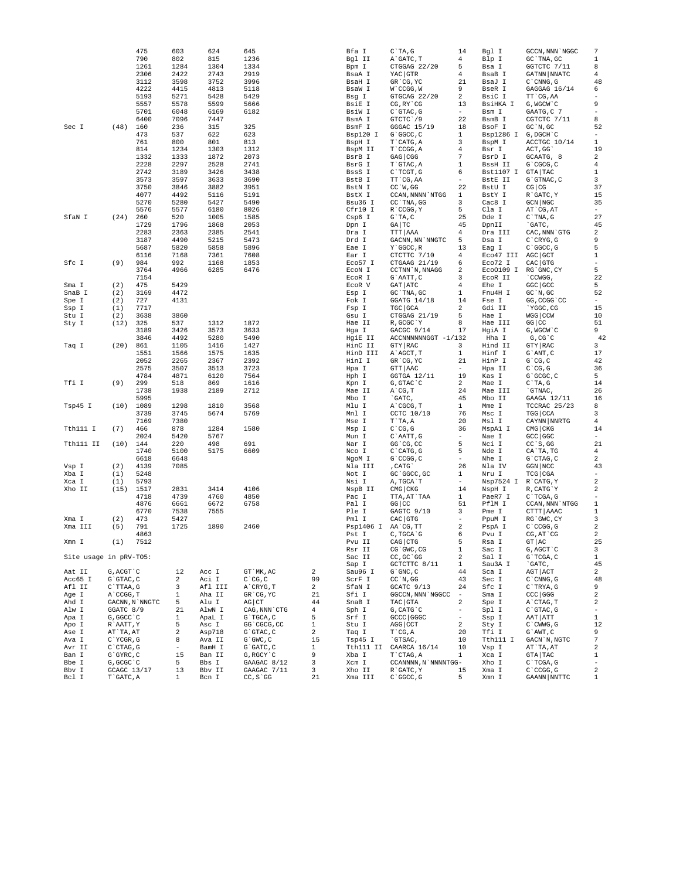| | | | | | |
|---|---|---|---|---|---|
| | | 475 | 603 | 624 | 645 |
| | | 790 | 802 | 815 | 1236 |
| | | 1261 | 1284 | 1304 | 1334 |
| | | 2306 | 2422 | 2743 | 2919 |
| | | 3112 | 3598 | 3752 | 3996 |
| | | 4222 | 4415 | 4813 | 5118 |
| | | 5193 | 5271 | 5428 | 5429 |
| | | 5557 | 5578 | 5599 | 5666 |
| | | 5701 | 6048 | 6169 | 6182 |
| | | 6400 | 7096 | 7447 | |
| Sec I | (48) | 160 | 236 | 315 | 325 |
| | | 473 | 537 | 622 | 623 |
| | | 761 | 800 | 801 | 813 |
| | | 814 | 1234 | 1303 | 1312 |
| | | 1332 | 1333 | 1872 | 2073 |
| | | 2228 | 2297 | 2528 | 2741 |
| | | 2742 | 3189 | 3426 | 3438 |
| | | 3573 | 3597 | 3633 | 3690 |
| | | 3750 | 3846 | 3882 | 3951 |
| | | 4077 | 4492 | 5116 | 5191 |
| | | 5270 | 5280 | 5427 | 5490 |
| | | 5576 | 5577 | 6180 | 8026 |
| SfaN I | (24) | 260 | 520 | 1005 | 1585 |
| | | 1729 | 1796 | 1868 | 2053 |
| | | 2283 | 2363 | 2385 | 2541 |
| | | 3187 | 4490 | 5215 | 5473 |
| | | 5687 | 5820 | 5858 | 5896 |
| | | 6116 | 7168 | 7361 | 7608 |
| Sfc I | (9) | 984 | 992 | 1168 | 1853 |
| | | 3764 | 4966 | 6285 | 6476 |
| | | 7154 | | | |
| Sma I | (2) | 475 | 5429 | | |
| SnaB I | (2) | 3169 | 4472 | | |
| Spe I | (2) | 727 | 4131 | | |
| Ssp I | (1) | 7717 | | | |
| Stu I | (2) | 3638 | 3860 | | |
| Sty I | (12) | 325 | 537 | 1312 | 1872 |
| | | 3189 | 3426 | 3573 | 3633 |
| | | 3846 | 4492 | 5280 | 5490 |
| Taq I | (20) | 861 | 1105 | 1416 | 1427 |
| | | 1551 | 1566 | 1575 | 1635 |
| | | 2052 | 2265 | 2367 | 2392 |
| | | 2575 | 3507 | 3513 | 3723 |
| | | 4784 | 4871 | 6120 | 7564 |
| Tfi I | (9) | 299 | 518 | 869 | 1616 |
| | | 1738 | 1938 | 2189 | 2712 |
| | | 5995 | | | |
| Tsp45 I | (10) | 1089 | 1298 | 1810 | 3568 |
| | | 3739 | 3745 | 5674 | 5769 |
| | | 7169 | 7380 | | |
| Tth111 I | (7) | 466 | 878 | 1284 | 1580 |
| | | 2024 | 5420 | 5767 | |
| Tth111 II | (10) | 144 | 220 | 498 | 691 |
| | | 1740 | 5100 | 5175 | 6609 |
| | | 6618 | 6648 | | |
| Vsp I | (2) | 4139 | 7085 | | |
| Xba I | (1) | 5248 | | | |
| Xca I | (1) | 5793 | | | |
| Xho II | (15) | 1517 | 2831 | 3414 | 4106 |
| | | 4718 | 4739 | 4760 | 4850 |
| | | 4876 | 6661 | 6672 | 6758 |
| | | 6770 | 7538 | 7555 | |
| Xma I | (2) | 473 | 5427 | | |
| Xma III | (5) | 791 | 1725 | 1890 | 2460 |
| | | 4863 | | | |
| Xmn I | (1) | 7512 | | | |

Site usage in pRV-TO5:

| | | | | | |
|---|---|---|---|---|---|
| Aat II | G,ACGT`C | 12 | Acc I | GT`MK,AC | 2 |
| Acc65 I | G`GTAC,C | 2 | Aci I | C`CG,C | 99 |
| Afl II | C`TTAA,G | 3 | Afl III | A`CRYG,T | 2 |
| Age I | A`CCGG,T | 1 | Aha II | GR`CG,YC | 21 |
| Ahd I | GACNN,N`NNGTC | 5 | Alu I | AG\|CT | 44 |
| Alw I | GGATC 8/9 | 21 | AlwN I | CAG,NNN`CTG | 4 |
| Apa I | G,GGCC`C | 1 | ApaL I | G`TGCA,C | 5 |
| Apo I | R`AATT,Y | 5 | Asc I | GG`CGCG,CC | 1 |
| Ase I | AT`TA,AT | 2 | Asp718 | G`GTAC,C | 2 |
| Ava I | C`YCGR,G | 8 | Ava II | G`GWC,C | 15 |
| Avr II | C`CTAG,G | - | BamH I | G`GATC,C | 1 |
| Ban I | G`GYRC,C | 15 | Ban II | G,RGCY`C | 9 |
| Bbe I | G,GCGC`C | 5 | Bbs I | GAAGAC 8/12 | 3 |
| Bbv I | GCAGC 13/17 | 13 | Bbv II | GAAGAC 7/11 | 3 |
| Bcl I | T`GATC,A | 1 | Bcn I | CC,S`GG | 21 |
| Bfa I | C`TA,G | 14 | Bgl I | GCCN,NNN`NGGC | 7 |
| Bgl II | A`GATC,T | 4 | Blp I | GC`TNA,GC | 1 |
| Bpm I | CTGGAG 22/20 | 5 | Bsa I | GGTCTC 7/11 | 8 |
| BsaA I | YAC\|GTR | 4 | BsaB I | GATNN\|NNATC | 4 |
| BsaH I | GR`CG,YC | 21 | BsaJ I | C`CNNG,G | 48 |
| BsaW I | W`CCGG,W | 9 | BseR I | GAGGAG 16/14 | 6 |
| Bsg I | GTGCAG 22/20 | 2 | BsiC I | TT`CG,AA | - |
| BsiE I | CG,RY`CG | 13 | BsiHKA I | G,WGCW`C | 9 |
| BsiW I | C`GTAC,G | - | Bsm I | GAATG,C 7 | - |
| BsmA I | GTCTC`/9 | 22 | BsmB I | CGTCTC 7/11 | 8 |
| BsmF I | GGGAC 15/19 | 18 | BsoF I | GC`N,GC | 52 |
| Bsp120 I | G`GGCC,C | 1 | Bsp1286 I | G,DGCH`C | - |
| BspH I | T`CATG,A | 3 | BspM I | ACCTGC 10/14 | 1 |
| BspM II | T`CCGG,A | 4 | Bsr I | ACT,GG` | 19 |
| BsrB I | GAG\|CGG | 7 | BsrD I | GCAATG, 8 | 2 |
| BsrG I | T`GTAC,A | 1 | BssH II | G`CGCG,C | 4 |
| BssS I | C`TCGT,G | 6 | Bst1107 I | GTA\|TAC | 1 |
| BstB I | TT`CG,AA | - | BstE II | G`GTNAC,C | 3 |
| BstN I | CC`W,GG | 22 | BstU I | CG\|CG | 37 |
| BstX I | CCAN,NNNN`NTGG | 1 | BstY I | R`GATC,Y | 15 |
| Bsu36 I | CC`TNA,GG | 3 | Cac8 I | GCN\|NGC | 35 |
| Cfr10 I | R`CCGG,Y | 5 | Cla I | AT`CG,AT | - |
| Csp6 I | G`TA,C | 25 | Dde I | C`TNA,G | 27 |
| Dpn I | GA\|TC | 45 | DpnII | `GATC, | 45 |
| Dra I | TTT\|AAA | 4 | Dra III | CAC,NNN`GTG | 2 |
| Drd I | GACNN,NN`NNGTC | 5 | Dsa I | C`CRYG,G | 9 |
| Eae I | Y`GGCC,R | 13 | Eag I | C`GGCC,G | 5 |
| Ear I | CTCTTC 7/10 | 4 | Eco47 III | AGC\|GCT | 1 |
| Eco57 I | CTGAAG 21/19 | 6 | Eco72 I | CAC\|GTG | - |
| EcoN I | CCTNN`N,NNAGG | 2 | EcoO109 I | RG`GNC,CY | 5 |
| EcoR I | G`AATT,C | 3 | EcoR II | `CCWGG, | 22 |
| EcoR V | GAT\|ATC | 4 | Ehe I | GGC\|GCC | 5 |
| Esp I | GC`TNA,GC | 1 | Fnu4H I | GC`N,GC | 52 |
| Fok I | GGATG 14/18 | 14 | Fse I | GG,CCGG`CC | - |
| Fsp I | TGC\|GCA | 2 | Gdi II | `YGGC,CG | 15 |
| Gsu I | CTGGAG 21/19 | 5 | Hae I | WGG\|CCW | 10 |
| Hae II | R,GCGC`Y | 8 | Hae III | GG\|CC | 51 |
| Hga I | GACGC 9/14 | 17 | HgiA I | G,WGCW`C | 9 |
| HgiE II | ACCNNNNNNGGT -1/132 | | Hha I | G,CG`C | 42 |
| HinC II | GTY\|RAC | 3 | Hind II | GTY\|RAC | 3 |
| HinD III | A`AGCT,T | 1 | Hinf I | G`ANT,C | 17 |
| HinI I | GR`CG,YC | 21 | HinP I | G`CG,C | 42 |
| Hpa I | GTT\|AAC | - | Hpa II | C`CG,G | 36 |
| Hph I | GGTGA 12/11 | 19 | Kas I | G`GCGC,C | 5 |
| Kpn I | G,GTAC`C | 2 | Mae I | C`TA,G | 14 |
| Mae II | A`CG,T | 24 | Mae III | `GTNAC, | 26 |
| Mbo I | `GATC, | 45 | Mbo II | GAAGA 12/11 | 16 |
| Mlu I | A`CGCG,T | 1 | Mme I | TCCRAC 25/23 | 8 |
| Mnl I | CCTC 10/10 | 76 | Msc I | TGG\|CCA | 3 |
| Mse I | T`TA,A | 20 | Msl I | CAYNN\|NNRTG | 4 |
| Msp I | C`CG,G | 36 | MspA1 I | CMG\|CKG | 14 |
| Mun I | C`AATT,G | - | Nae I | GCC\|GGC | - |
| Nar I | GG`CG,CC | 5 | Nci I | CC`S,GG | 21 |
| Nco I | C`CATG,G | 5 | Nde I | CA`TA,TG | 4 |
| NgoM I | G`CCGG,C | - | Nhe I | G`CTAG,C | 2 |
| Nla III | ,CATG` | 26 | Nla IV | GGN\|NCC | 43 |
| Not I | GC`GGCC,GC | 1 | Nru I | TCG\|CGA | - |
| Nsi I | A,TGCA`T | - | Nsp7524 I | R`CATG,Y | 2 |
| NspB II | CMG\|CKG | 14 | NspH I | R,CATG`Y | 2 |
| Pac I | TTA,AT`TAA | 1 | PaeR7 I | C`TCGA,G | - |
| Pal I | GG\|CC | 51 | PflM I | CCAN,NNN`NTGG | 1 |
| Ple I | GAGTC 9/10 | 3 | Pme I | CTTT\|AAAC | 1 |
| Pml I | CAC\|GTG | - | PpuM I | RG`GWC,CY | 3 |
| Psp1406 I | AA`CG,TT | 2 | PspA I | C`CCGG,G | 2 |
| Pst I | C,TGCA`G | 6 | Pvu I | CG,AT`CG | 2 |
| Pvu II | CAG\|CTG | 5 | Rsa I | GT\|AC | 25 |
| Rsr II | CG`GWC,CG | 1 | Sac I | G,AGCT`C | 3 |
| Sac II | CC,GC`GG | 2 | Sal I | G`TCGA,C | 1 |
| Sap I | GCTCTTC 8/11 | 1 | Sau3A I | `GATC, | 45 |
| Sau96 I | G`GNC,C | 44 | Sca I | AGT\|ACT | 2 |
| ScrF I | CC`N,GG | 43 | Sec I | C`CNNG,G | 48 |
| SfaN I | GCATC 9/13 | 24 | Sfc I | C`TRYA,G | 9 |
| Sfi I | GGCCN,NNN`NGGCC | - | Sma I | CCC\|GGG | 2 |
| SnaB I | TAC\|GTA | 2 | Spe I | A`CTAG,T | 2 |
| Sph I | G,CATG`C | - | Spl I | C`GTAC,G | - |
| Srf I | GCCC\|GGGC | - | Ssp I | AAT\|ATT | 1 |
| Stu I | AGG\|CCT | 2 | Sty I | C`CWWG,G | 12 |
| Taq I | T`CG,A | 20 | Tfi I | G`AWT,C | 9 |
| Tsp45 I | `GTSAC, | 10 | Tth111 I | GACN`N,NGTC | 7 |
| Tth111 II | CAARCA 16/14 | 10 | Vsp I | AT`TA,AT | 2 |
| Xba I | T`CTAG,A | 1 | Xca I | GTA\|TAC | 1 |
| Xcm I | CCANNNN,N`NNNNTGG- | | Xho I | C`TCGA,G | - |
| Xho II | R`GATC,Y | 15 | Xma I | C`CCGG,G | 2 |
| Xma III | C`GGCC,G | 5 | Xmn I | GAANN\|NNTTC | 1 |